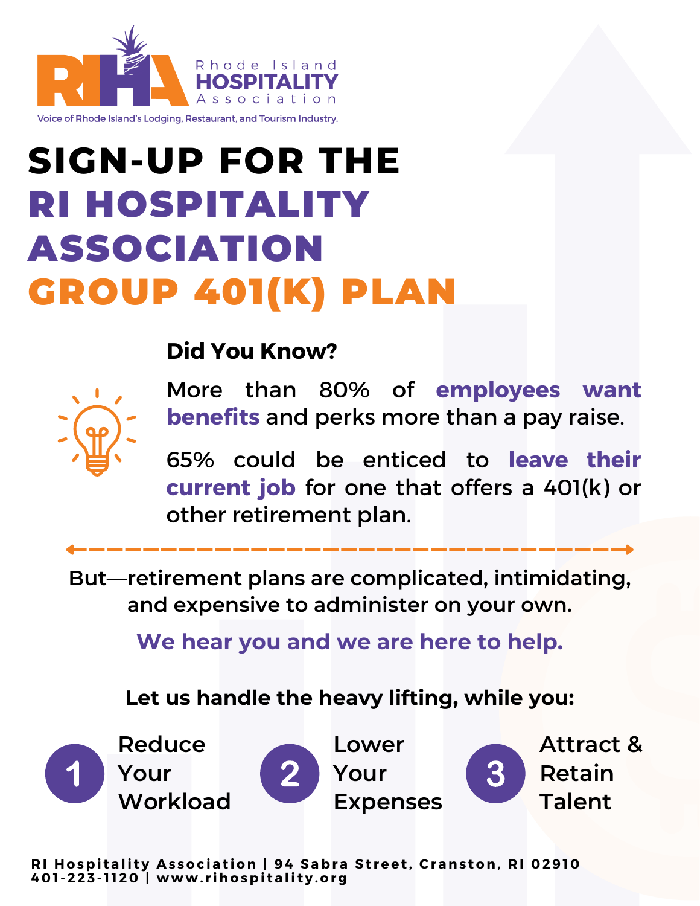Rhode Island HOSPITALITY Association

Voice of Rhode Island's Lodging, Restaurant, and Tourism Industry.

# SIGN-UP FOR THE RI HOSPITALITY ASSOCIATION GROUP 401(K) PLAN

**Did You Know?**

More than 80% of **employees want benefits** and perks more than a pay raise.

65% could be enticed to **leave their current job** for one that offers a 401(k) or other retirement plan.

But—retirement plans are complicated, intimidating, and expensive to administer on your own.

**We hear you and we are here to help.**

**Let us handle the heavy lifting, while you:**

1. Reduce Your Workload
2. Lower Your Expenses
3. Attract & Retain Talent

**RI Hospitality Association | 94 Sabra Street, Cranston, RI 02910**
**401-223-1120 | www.rihospitality.org**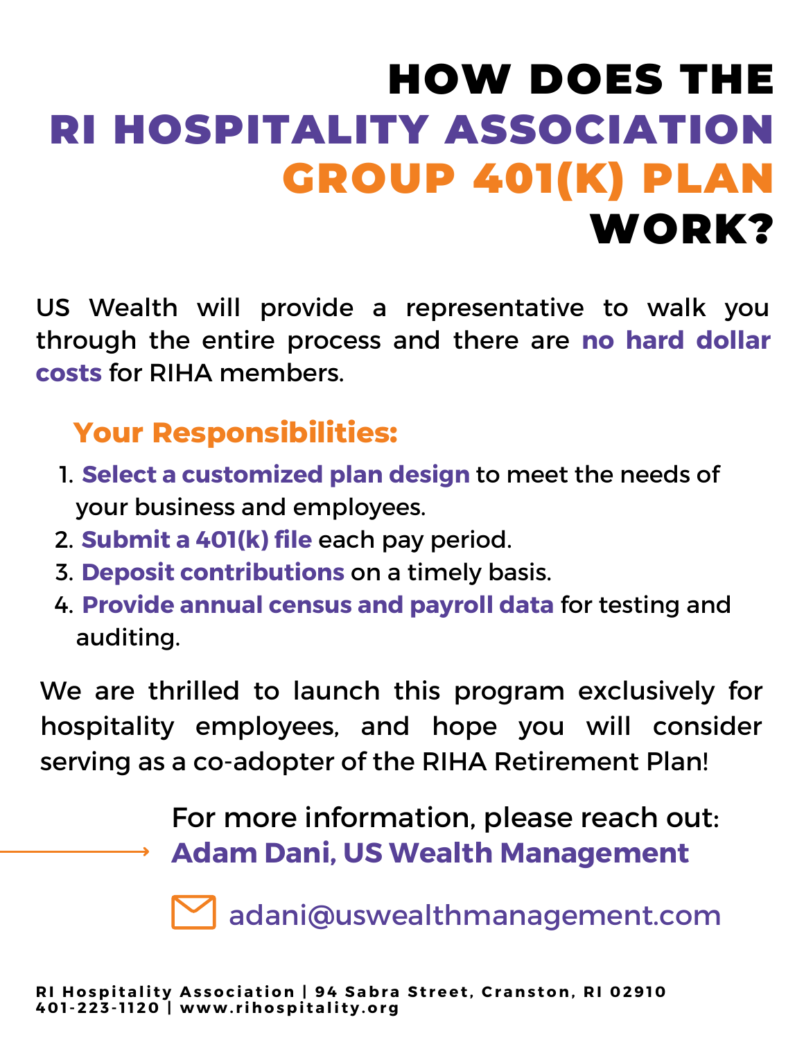# HOW DOES THE RI HOSPITALITY ASSOCIATION GROUP 401(K) PLAN WORK?

US Wealth will provide a representative to walk you through the entire process and there are **no hard dollar costs** for RIHA members.

## Your Responsibilities:

1. **Select a customized plan design** to meet the needs of your business and employees.
2. **Submit a 401(k) file** each pay period.
3. **Deposit contributions** on a timely basis.
4. **Provide annual census and payroll data** for testing and auditing.

We are thrilled to launch this program exclusively for hospitality employees, and hope you will consider serving as a co-adopter of the RIHA Retirement Plan!

For more information, please reach out:
**Adam Dani, US Wealth Management**

adani@uswealthmanagement.com

**RI Hospitality Association | 94 Sabra Street, Cranston, RI 02910**
**401-223-1120 | www.rihospitality.org**